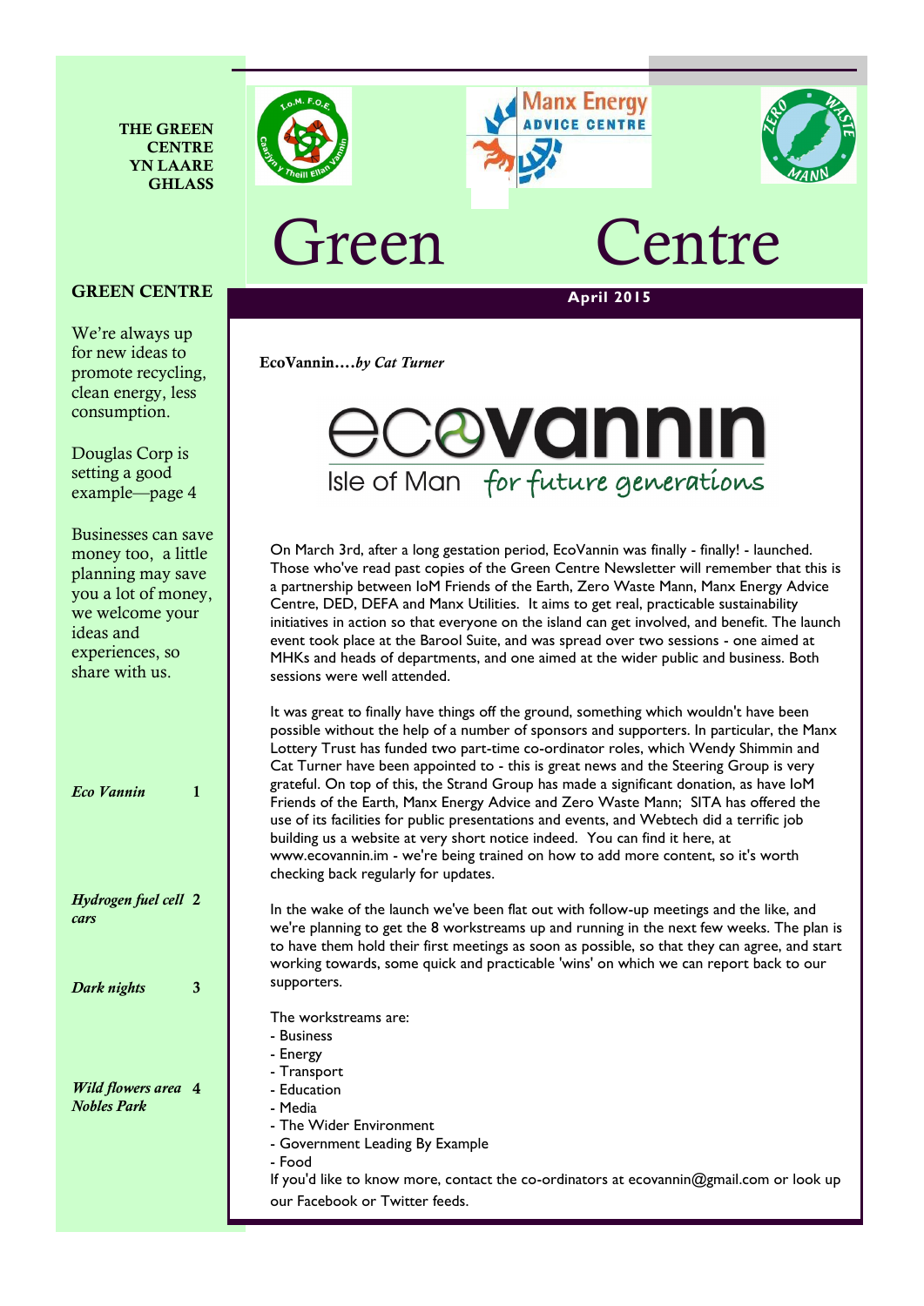THE GREEN CENTRE YN LAARE GHLASS

# Green Centre

**April 2015**

## GREEN CENTRE

We're always up for new ideas to promote recycling, clean energy, less consumption.

Douglas Corp is setting a good example—page 4

Businesses can save money too, a little planning may save you a lot of money, we welcome your ideas and experiences, so share with us.

| | |
|---|---|
| *Eco Vannin* | 1 |
| *Hydrogen fuel cell cars* | 2 |
| *Dark nights* | 3 |
| *Wild flowers area Nobles Park* | 4 |

## EcoVannin….*by Cat Turner*

ecovannin

Isle of Man *for future generations*

On March 3rd, after a long gestation period, EcoVannin was finally - finally! - launched. Those who've read past copies of the Green Centre Newsletter will remember that this is a partnership between IoM Friends of the Earth, Zero Waste Mann, Manx Energy Advice Centre, DED, DEFA and Manx Utilities. It aims to get real, practicable sustainability initiatives in action so that everyone on the island can get involved, and benefit. The launch event took place at the Barool Suite, and was spread over two sessions - one aimed at MHKs and heads of departments, and one aimed at the wider public and business. Both sessions were well attended.

It was great to finally have things off the ground, something which wouldn't have been possible without the help of a number of sponsors and supporters. In particular, the Manx Lottery Trust has funded two part-time co-ordinator roles, which Wendy Shimmin and Cat Turner have been appointed to - this is great news and the Steering Group is very grateful. On top of this, the Strand Group has made a significant donation, as have IoM Friends of the Earth, Manx Energy Advice and Zero Waste Mann; SITA has offered the use of its facilities for public presentations and events, and Webtech did a terrific job building us a website at very short notice indeed. You can find it here, at www.ecovannin.im - we're being trained on how to add more content, so it's worth checking back regularly for updates.

In the wake of the launch we've been flat out with follow-up meetings and the like, and we're planning to get the 8 workstreams up and running in the next few weeks. The plan is to have them hold their first meetings as soon as possible, so that they can agree, and start working towards, some quick and practicable 'wins' on which we can report back to our supporters.

The workstreams are:
- Business
- Energy
- Transport
- Education
- Media
- The Wider Environment
- Government Leading By Example
- Food

If you'd like to know more, contact the co-ordinators at ecovannin@gmail.com or look up our Facebook or Twitter feeds.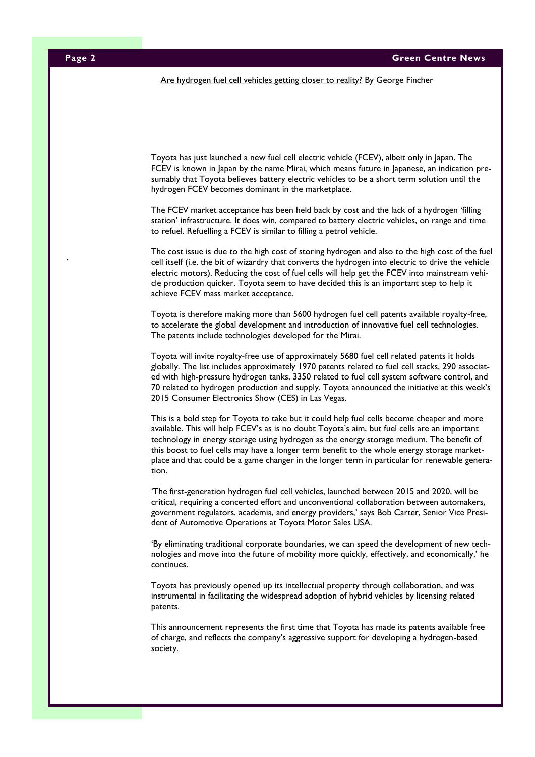## Are hydrogen fuel cell vehicles getting closer to reality? By George Fincher

Toyota has just launched a new fuel cell electric vehicle (FCEV), albeit only in Japan. The FCEV is known in Japan by the name Mirai, which means future in Japanese, an indication presumably that Toyota believes battery electric vehicles to be a short term solution until the hydrogen FCEV becomes dominant in the marketplace.

The FCEV market acceptance has been held back by cost and the lack of a hydrogen 'filling station' infrastructure. It does win, compared to battery electric vehicles, on range and time to refuel. Refuelling a FCEV is similar to filling a petrol vehicle.

The cost issue is due to the high cost of storing hydrogen and also to the high cost of the fuel cell itself (i.e. the bit of wizardry that converts the hydrogen into electric to drive the vehicle electric motors). Reducing the cost of fuel cells will help get the FCEV into mainstream vehicle production quicker. Toyota seem to have decided this is an important step to help it achieve FCEV mass market acceptance.

Toyota is therefore making more than 5600 hydrogen fuel cell patents available royalty-free, to accelerate the global development and introduction of innovative fuel cell technologies. The patents include technologies developed for the Mirai.

Toyota will invite royalty-free use of approximately 5680 fuel cell related patents it holds globally. The list includes approximately 1970 patents related to fuel cell stacks, 290 associated with high-pressure hydrogen tanks, 3350 related to fuel cell system software control, and 70 related to hydrogen production and supply. Toyota announced the initiative at this week's 2015 Consumer Electronics Show (CES) in Las Vegas.

This is a bold step for Toyota to take but it could help fuel cells become cheaper and more available. This will help FCEV's as is no doubt Toyota's aim, but fuel cells are an important technology in energy storage using hydrogen as the energy storage medium. The benefit of this boost to fuel cells may have a longer term benefit to the whole energy storage marketplace and that could be a game changer in the longer term in particular for renewable generation.

'The first-generation hydrogen fuel cell vehicles, launched between 2015 and 2020, will be critical, requiring a concerted effort and unconventional collaboration between automakers, government regulators, academia, and energy providers,' says Bob Carter, Senior Vice President of Automotive Operations at Toyota Motor Sales USA.

'By eliminating traditional corporate boundaries, we can speed the development of new technologies and move into the future of mobility more quickly, effectively, and economically,' he continues.

Toyota has previously opened up its intellectual property through collaboration, and was instrumental in facilitating the widespread adoption of hybrid vehicles by licensing related patents.

This announcement represents the first time that Toyota has made its patents available free of charge, and reflects the company's aggressive support for developing a hydrogen-based society.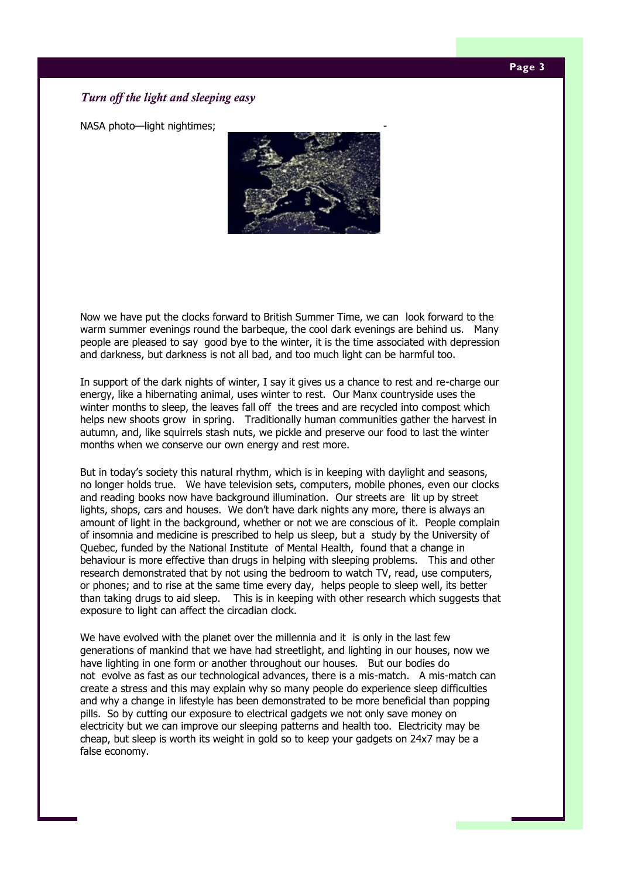### *Turn off the light and sleeping easy*

NASA photo—light nightimes; -

Now we have put the clocks forward to British Summer Time, we can look forward to the warm summer evenings round the barbeque, the cool dark evenings are behind us. Many people are pleased to say good bye to the winter, it is the time associated with depression and darkness, but darkness is not all bad, and too much light can be harmful too.

In support of the dark nights of winter, I say it gives us a chance to rest and re-charge our energy, like a hibernating animal, uses winter to rest. Our Manx countryside uses the winter months to sleep, the leaves fall off the trees and are recycled into compost which helps new shoots grow in spring. Traditionally human communities gather the harvest in autumn, and, like squirrels stash nuts, we pickle and preserve our food to last the winter months when we conserve our own energy and rest more.

But in today's society this natural rhythm, which is in keeping with daylight and seasons, no longer holds true. We have television sets, computers, mobile phones, even our clocks and reading books now have background illumination. Our streets are lit up by street lights, shops, cars and houses. We don't have dark nights any more, there is always an amount of light in the background, whether or not we are conscious of it. People complain of insomnia and medicine is prescribed to help us sleep, but a study by the University of Quebec, funded by the National Institute of Mental Health, found that a change in behaviour is more effective than drugs in helping with sleeping problems. This and other research demonstrated that by not using the bedroom to watch TV, read, use computers, or phones; and to rise at the same time every day, helps people to sleep well, its better than taking drugs to aid sleep. This is in keeping with other research which suggests that exposure to light can affect the circadian clock.

We have evolved with the planet over the millennia and it is only in the last few generations of mankind that we have had streetlight, and lighting in our houses, now we have lighting in one form or another throughout our houses. But our bodies do not evolve as fast as our technological advances, there is a mis-match. A mis-match can create a stress and this may explain why so many people do experience sleep difficulties and why a change in lifestyle has been demonstrated to be more beneficial than popping pills. So by cutting our exposure to electrical gadgets we not only save money on electricity but we can improve our sleeping patterns and health too. Electricity may be cheap, but sleep is worth its weight in gold so to keep your gadgets on 24x7 may be a false economy.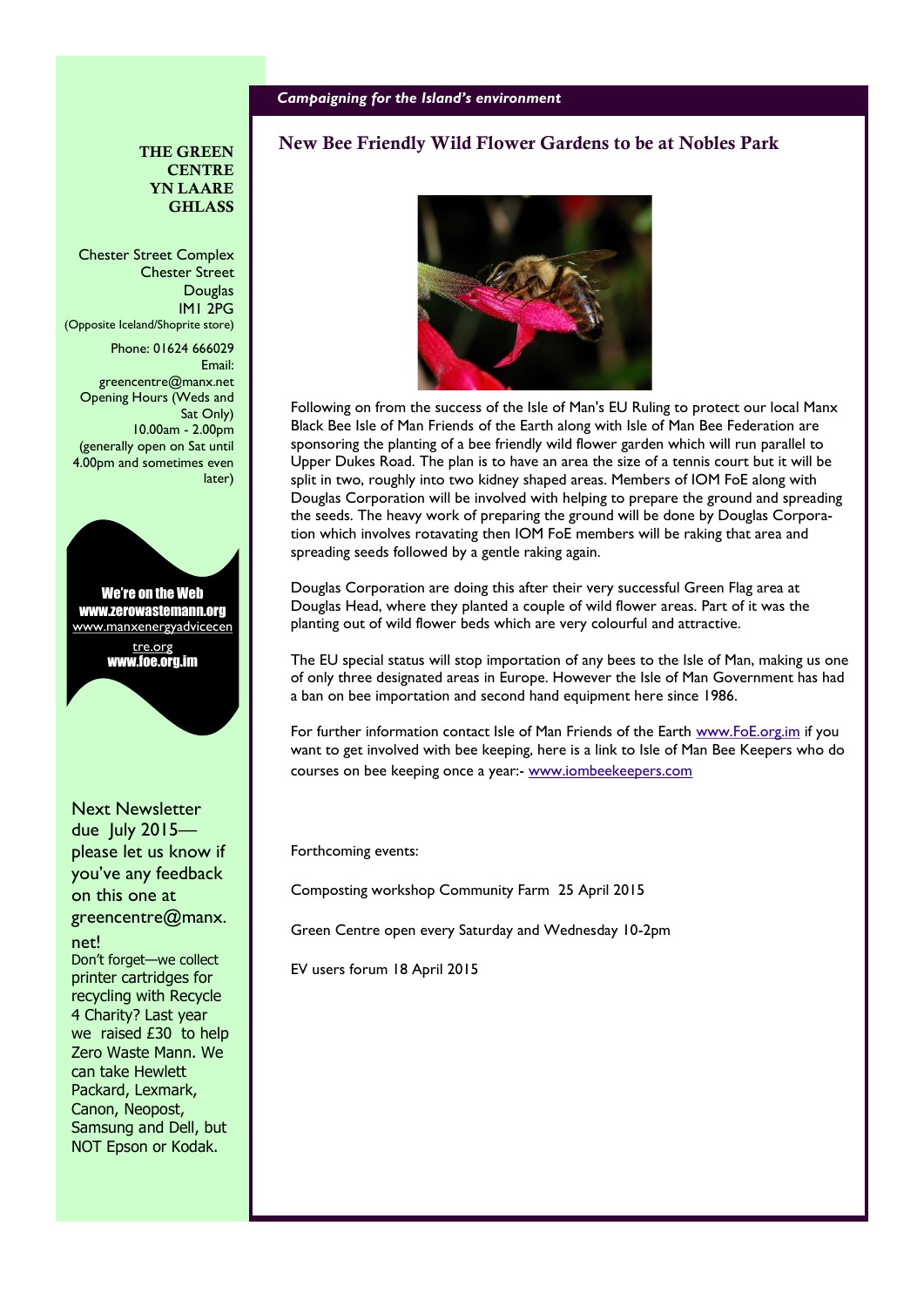*Campaigning for the Island's environment*

## New Bee Friendly Wild Flower Gardens to be at Nobles Park

Following on from the success of the Isle of Man's EU Ruling to protect our local Manx Black Bee Isle of Man Friends of the Earth along with Isle of Man Bee Federation are sponsoring the planting of a bee friendly wild flower garden which will run parallel to Upper Dukes Road. The plan is to have an area the size of a tennis court but it will be split in two, roughly into two kidney shaped areas. Members of IOM FoE along with Douglas Corporation will be involved with helping to prepare the ground and spreading the seeds. The heavy work of preparing the ground will be done by Douglas Corporation which involves rotavating then IOM FoE members will be raking that area and spreading seeds followed by a gentle raking again.

Douglas Corporation are doing this after their very successful Green Flag area at Douglas Head, where they planted a couple of wild flower areas. Part of it was the planting out of wild flower beds which are very colourful and attractive.

The EU special status will stop importation of any bees to the Isle of Man, making us one of only three designated areas in Europe. However the Isle of Man Government has had a ban on bee importation and second hand equipment here since 1986.

For further information contact Isle of Man Friends of the Earth www.FoE.org.im if you want to get involved with bee keeping, here is a link to Isle of Man Bee Keepers who do courses on bee keeping once a year:- www.iombeekeepers.com

Forthcoming events:

Composting workshop Community Farm 25 April 2015

Green Centre open every Saturday and Wednesday 10-2pm

EV users forum 18 April 2015

**THE GREEN CENTRE YN LAARE GHLASS**

Chester Street Complex
Chester Street
Douglas
IM1 2PG
(Opposite Iceland/Shoprite store)

Phone: 01624 666029
Email: greencentre@manx.net
Opening Hours (Weds and Sat Only)
10.00am - 2.00pm
(generally open on Sat until 4.00pm and sometimes even later)

**We're on the Web**
**www.zerowastemann.org**
www.manxenergyadvicecentre.org
**www.foe.org.im**

Next Newsletter due July 2015—please let us know if you've any feedback on this one at greencentre@manx.net!

Don't forget—we collect printer cartridges for recycling with Recycle 4 Charity? Last year we raised £30 to help Zero Waste Mann. We can take Hewlett Packard, Lexmark, Canon, Neopost, Samsung and Dell, but NOT Epson or Kodak.